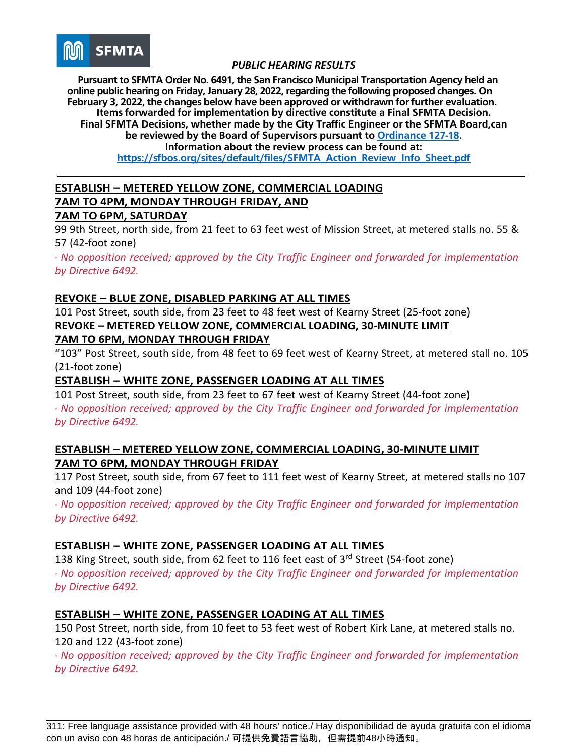SFMTA

*PUBLIC HEARING RESULTS*

**Pursuant to SFMTA Order No. 6491, the San Francisco Municipal Transportation Agency held an online public hearing on Friday, January 28, 2022, regarding the following proposed changes. On February 3, 2022, the changes below have been approved or withdrawn for further evaluation. Items forwarded for implementation by directive constitute a Final SFMTA Decision. Final SFMTA Decisions, whether made by the City Traffic Engineer or the SFMTA Board, can be reviewed by the Board of Supervisors pursuant to [Ordinance 127-18](#). Information about the review process can be found at: [https://sfbos.org/sites/default/files/SFMTA_Action_Review_Info_Sheet.pdf](https://sfbos.org/sites/default/files/SFMTA_Action_Review_Info_Sheet.pdf)**

---

**ESTABLISH – METERED YELLOW ZONE, COMMERCIAL LOADING**
**7AM TO 4PM, MONDAY THROUGH FRIDAY, AND**
**7AM TO 6PM, SATURDAY**

99 9th Street, north side, from 21 feet to 63 feet west of Mission Street, at metered stalls no. 55 & 57 (42-foot zone)

*- No opposition received; approved by the City Traffic Engineer and forwarded for implementation by Directive 6492.*

**REVOKE – BLUE ZONE, DISABLED PARKING AT ALL TIMES**

101 Post Street, south side, from 23 feet to 48 feet west of Kearny Street (25-foot zone)

**REVOKE – METERED YELLOW ZONE, COMMERCIAL LOADING, 30-MINUTE LIMIT**
**7AM TO 6PM, MONDAY THROUGH FRIDAY**

"103" Post Street, south side, from 48 feet to 69 feet west of Kearny Street, at metered stall no. 105 (21-foot zone)

**ESTABLISH – WHITE ZONE, PASSENGER LOADING AT ALL TIMES**

101 Post Street, south side, from 23 feet to 67 feet west of Kearny Street (44-foot zone)

*- No opposition received; approved by the City Traffic Engineer and forwarded for implementation by Directive 6492.*

**ESTABLISH – METERED YELLOW ZONE, COMMERCIAL LOADING, 30-MINUTE LIMIT**
**7AM TO 6PM, MONDAY THROUGH FRIDAY**

117 Post Street, south side, from 67 feet to 111 feet west of Kearny Street, at metered stalls no 107 and 109 (44-foot zone)

*- No opposition received; approved by the City Traffic Engineer and forwarded for implementation by Directive 6492.*

**ESTABLISH – WHITE ZONE, PASSENGER LOADING AT ALL TIMES**

138 King Street, south side, from 62 feet to 116 feet east of 3rd Street (54-foot zone)

*- No opposition received; approved by the City Traffic Engineer and forwarded for implementation by Directive 6492.*

**ESTABLISH – WHITE ZONE, PASSENGER LOADING AT ALL TIMES**

150 Post Street, north side, from 10 feet to 53 feet west of Robert Kirk Lane, at metered stalls no. 120 and 122 (43-foot zone)

*- No opposition received; approved by the City Traffic Engineer and forwarded for implementation by Directive 6492.*

---

311: Free language assistance provided with 48 hours' notice./ Hay disponibilidad de ayuda gratuita con el idioma con un aviso con 48 horas de anticipación./ 可提供免費語言協助，但需提前48小時通知。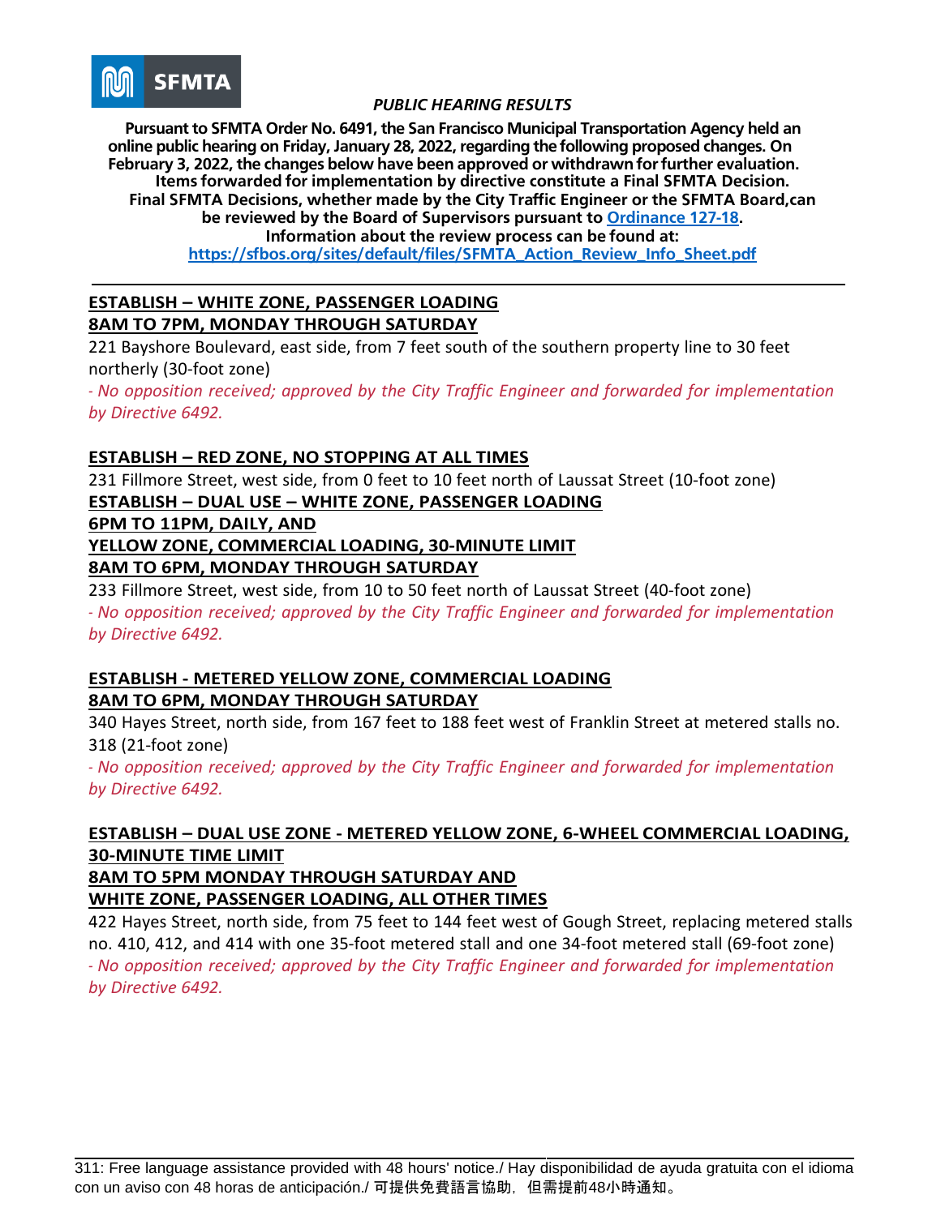*PUBLIC HEARING RESULTS*

**Pursuant to SFMTA Order No. 6491, the San Francisco Municipal Transportation Agency held an online public hearing on Friday, January 28, 2022, regarding the following proposed changes. On February 3, 2022, the changes below have been approved or withdrawn for further evaluation. Items forwarded for implementation by directive constitute a Final SFMTA Decision. Final SFMTA Decisions, whether made by the City Traffic Engineer or the SFMTA Board, can be reviewed by the Board of Supervisors pursuant to [Ordinance 127-18](). Information about the review process can be found at: [https://sfbos.org/sites/default/files/SFMTA_Action_Review_Info_Sheet.pdf](https://sfbos.org/sites/default/files/SFMTA_Action_Review_Info_Sheet.pdf)**

---

**ESTABLISH – WHITE ZONE, PASSENGER LOADING**
**8AM TO 7PM, MONDAY THROUGH SATURDAY**

221 Bayshore Boulevard, east side, from 7 feet south of the southern property line to 30 feet northerly (30-foot zone)

*- No opposition received; approved by the City Traffic Engineer and forwarded for implementation by Directive 6492.*

**ESTABLISH – RED ZONE, NO STOPPING AT ALL TIMES**

231 Fillmore Street, west side, from 0 feet to 10 feet north of Laussat Street (10-foot zone)

**ESTABLISH – DUAL USE – WHITE ZONE, PASSENGER LOADING**
**6PM TO 11PM, DAILY, AND**
**YELLOW ZONE, COMMERCIAL LOADING, 30-MINUTE LIMIT**
**8AM TO 6PM, MONDAY THROUGH SATURDAY**

233 Fillmore Street, west side, from 10 to 50 feet north of Laussat Street (40-foot zone)

*- No opposition received; approved by the City Traffic Engineer and forwarded for implementation by Directive 6492.*

**ESTABLISH - METERED YELLOW ZONE, COMMERCIAL LOADING**
**8AM TO 6PM, MONDAY THROUGH SATURDAY**

340 Hayes Street, north side, from 167 feet to 188 feet west of Franklin Street at metered stalls no. 318 (21-foot zone)

*- No opposition received; approved by the City Traffic Engineer and forwarded for implementation by Directive 6492.*

**ESTABLISH – DUAL USE ZONE - METERED YELLOW ZONE, 6-WHEEL COMMERCIAL LOADING, 30-MINUTE TIME LIMIT**
**8AM TO 5PM MONDAY THROUGH SATURDAY AND**
**WHITE ZONE, PASSENGER LOADING, ALL OTHER TIMES**

422 Hayes Street, north side, from 75 feet to 144 feet west of Gough Street, replacing metered stalls no. 410, 412, and 414 with one 35-foot metered stall and one 34-foot metered stall (69-foot zone)

*- No opposition received; approved by the City Traffic Engineer and forwarded for implementation by Directive 6492.*

---

311: Free language assistance provided with 48 hours' notice./ Hay disponibilidad de ayuda gratuita con el idioma con un aviso con 48 horas de anticipación./ 可提供免費語言協助，但需提前48小時通知。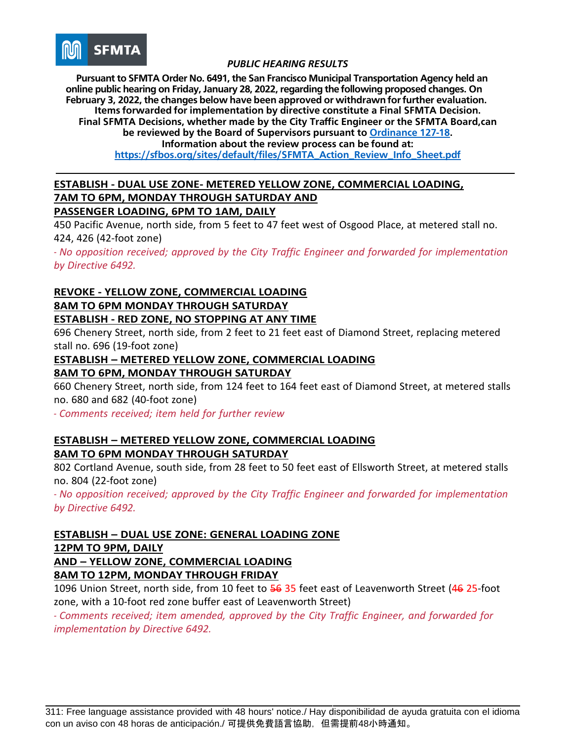*PUBLIC HEARING RESULTS*

**Pursuant to SFMTA Order No. 6491, the San Francisco Municipal Transportation Agency held an online public hearing on Friday, January 28, 2022, regarding the following proposed changes. On February 3, 2022, the changes below have been approved or withdrawn for further evaluation. Items forwarded for implementation by directive constitute a Final SFMTA Decision. Final SFMTA Decisions, whether made by the City Traffic Engineer or the SFMTA Board, can be reviewed by the Board of Supervisors pursuant to [Ordinance 127-18](). Information about the review process can be found at: [https://sfbos.org/sites/default/files/SFMTA_Action_Review_Info_Sheet.pdf](https://sfbos.org/sites/default/files/SFMTA_Action_Review_Info_Sheet.pdf)**

---

**ESTABLISH - DUAL USE ZONE- METERED YELLOW ZONE, COMMERCIAL LOADING, 7AM TO 6PM, MONDAY THROUGH SATURDAY AND PASSENGER LOADING, 6PM TO 1AM, DAILY**

450 Pacific Avenue, north side, from 5 feet to 47 feet west of Osgood Place, at metered stall no. 424, 426 (42-foot zone)

*- No opposition received; approved by the City Traffic Engineer and forwarded for implementation by Directive 6492.*

**REVOKE - YELLOW ZONE, COMMERCIAL LOADING 8AM TO 6PM MONDAY THROUGH SATURDAY**
**ESTABLISH - RED ZONE, NO STOPPING AT ANY TIME**

696 Chenery Street, north side, from 2 feet to 21 feet east of Diamond Street, replacing metered stall no. 696 (19-foot zone)

**ESTABLISH – METERED YELLOW ZONE, COMMERCIAL LOADING 8AM TO 6PM, MONDAY THROUGH SATURDAY**

660 Chenery Street, north side, from 124 feet to 164 feet east of Diamond Street, at metered stalls no. 680 and 682 (40-foot zone)

*- Comments received; item held for further review*

**ESTABLISH – METERED YELLOW ZONE, COMMERCIAL LOADING 8AM TO 6PM MONDAY THROUGH SATURDAY**

802 Cortland Avenue, south side, from 28 feet to 50 feet east of Ellsworth Street, at metered stalls no. 804 (22-foot zone)

*- No opposition received; approved by the City Traffic Engineer and forwarded for implementation by Directive 6492.*

**ESTABLISH – DUAL USE ZONE: GENERAL LOADING ZONE 12PM TO 9PM, DAILY AND – YELLOW ZONE, COMMERCIAL LOADING 8AM TO 12PM, MONDAY THROUGH FRIDAY**

1096 Union Street, north side, from 10 feet to ~~56~~ 35 feet east of Leavenworth Street (~~46~~ 25-foot zone, with a 10-foot red zone buffer east of Leavenworth Street)

*- Comments received; item amended, approved by the City Traffic Engineer, and forwarded for implementation by Directive 6492.*

311: Free language assistance provided with 48 hours' notice./ Hay disponibilidad de ayuda gratuita con el idioma con un aviso con 48 horas de anticipación./ 可提供免費語言協助，但需提前48小時通知。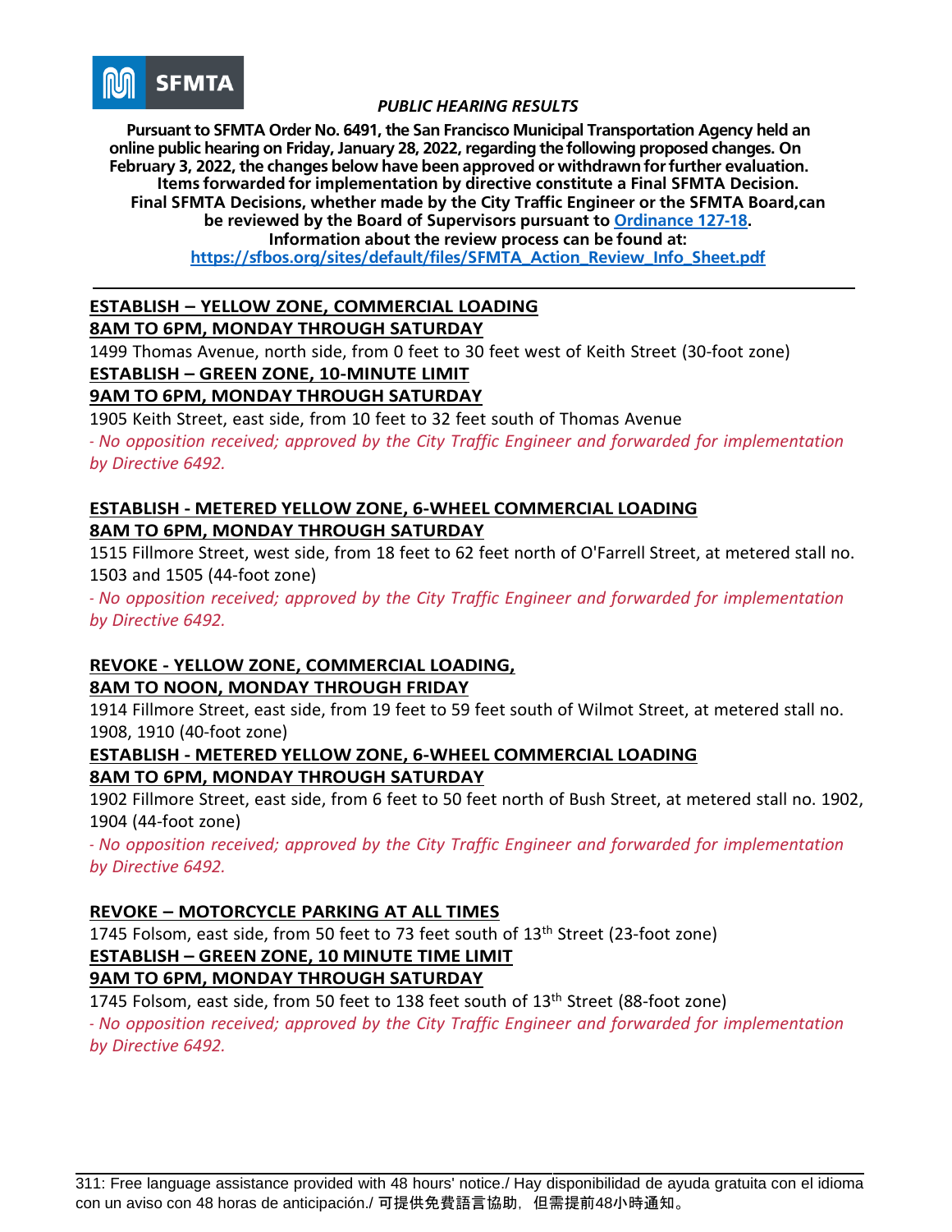SFMTA

*PUBLIC HEARING RESULTS*

**Pursuant to SFMTA Order No. 6491, the San Francisco Municipal Transportation Agency held an online public hearing on Friday, January 28, 2022, regarding the following proposed changes. On February 3, 2022, the changes below have been approved or withdrawn for further evaluation. Items forwarded for implementation by directive constitute a Final SFMTA Decision. Final SFMTA Decisions, whether made by the City Traffic Engineer or the SFMTA Board, can be reviewed by the Board of Supervisors pursuant to [Ordinance 127-18](). Information about the review process can be found at: [https://sfbos.org/sites/default/files/SFMTA_Action_Review_Info_Sheet.pdf](https://sfbos.org/sites/default/files/SFMTA_Action_Review_Info_Sheet.pdf)**

---

**ESTABLISH – YELLOW ZONE, COMMERCIAL LOADING**
**8AM TO 6PM, MONDAY THROUGH SATURDAY**

1499 Thomas Avenue, north side, from 0 feet to 30 feet west of Keith Street (30-foot zone)

**ESTABLISH – GREEN ZONE, 10-MINUTE LIMIT**
**9AM TO 6PM, MONDAY THROUGH SATURDAY**

1905 Keith Street, east side, from 10 feet to 32 feet south of Thomas Avenue

*- No opposition received; approved by the City Traffic Engineer and forwarded for implementation by Directive 6492.*

**ESTABLISH - METERED YELLOW ZONE, 6-WHEEL COMMERCIAL LOADING**
**8AM TO 6PM, MONDAY THROUGH SATURDAY**

1515 Fillmore Street, west side, from 18 feet to 62 feet north of O'Farrell Street, at metered stall no. 1503 and 1505 (44-foot zone)

*- No opposition received; approved by the City Traffic Engineer and forwarded for implementation by Directive 6492.*

**REVOKE - YELLOW ZONE, COMMERCIAL LOADING,**
**8AM TO NOON, MONDAY THROUGH FRIDAY**

1914 Fillmore Street, east side, from 19 feet to 59 feet south of Wilmot Street, at metered stall no. 1908, 1910 (40-foot zone)

**ESTABLISH - METERED YELLOW ZONE, 6-WHEEL COMMERCIAL LOADING**
**8AM TO 6PM, MONDAY THROUGH SATURDAY**

1902 Fillmore Street, east side, from 6 feet to 50 feet north of Bush Street, at metered stall no. 1902, 1904 (44-foot zone)

*- No opposition received; approved by the City Traffic Engineer and forwarded for implementation by Directive 6492.*

**REVOKE – MOTORCYCLE PARKING AT ALL TIMES**

1745 Folsom, east side, from 50 feet to 73 feet south of 13th Street (23-foot zone)

**ESTABLISH – GREEN ZONE, 10 MINUTE TIME LIMIT**
**9AM TO 6PM, MONDAY THROUGH SATURDAY**

1745 Folsom, east side, from 50 feet to 138 feet south of 13th Street (88-foot zone)

*- No opposition received; approved by the City Traffic Engineer and forwarded for implementation by Directive 6492.*

---

311: Free language assistance provided with 48 hours' notice./ Hay disponibilidad de ayuda gratuita con el idioma con un aviso con 48 horas de anticipación./ 可提供免費語言協助，但需提前48小時通知。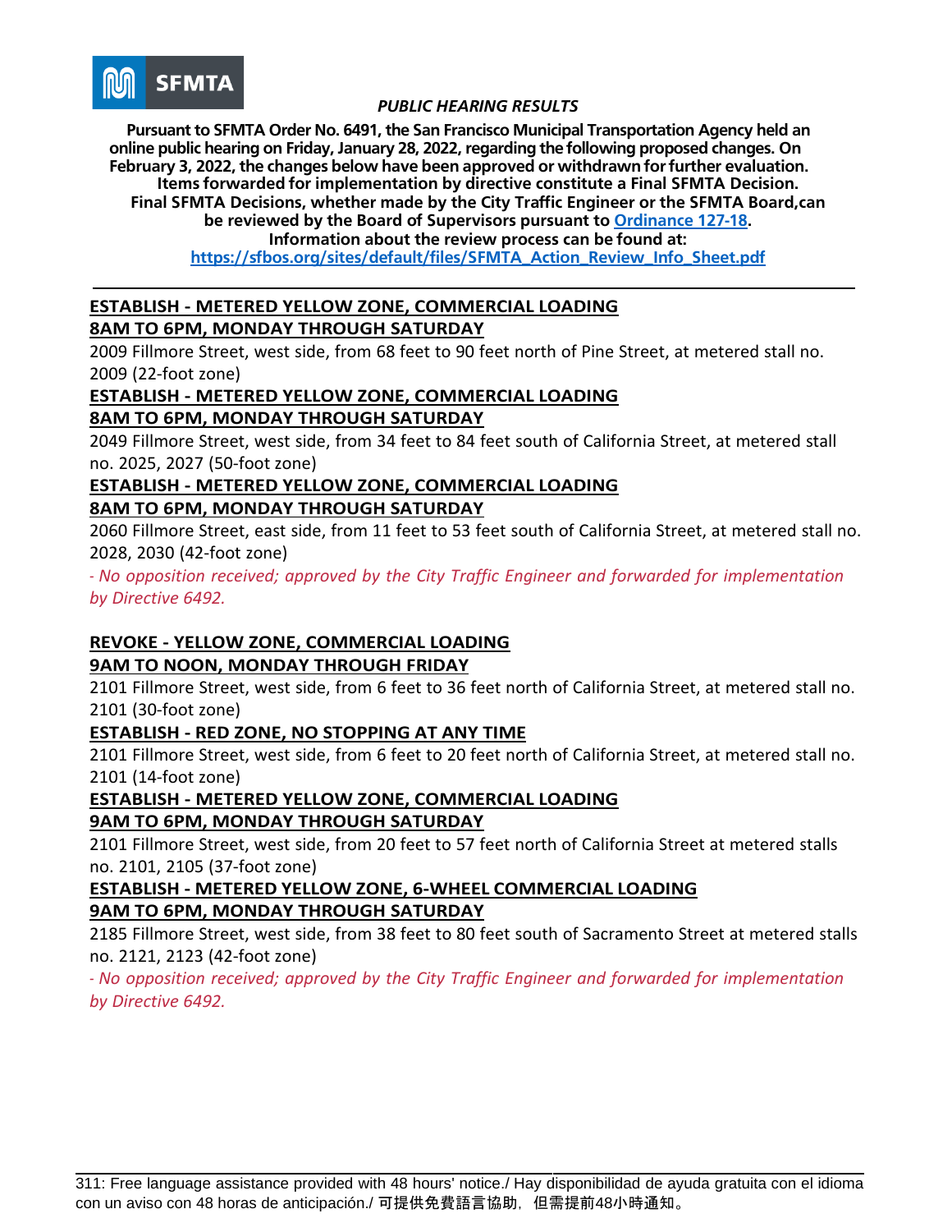SFMTA

*PUBLIC HEARING RESULTS*

**Pursuant to SFMTA Order No. 6491, the San Francisco Municipal Transportation Agency held an online public hearing on Friday, January 28, 2022, regarding the following proposed changes. On February 3, 2022, the changes below have been approved or withdrawn for further evaluation. Items forwarded for implementation by directive constitute a Final SFMTA Decision. Final SFMTA Decisions, whether made by the City Traffic Engineer or the SFMTA Board, can be reviewed by the Board of Supervisors pursuant to [Ordinance 127-18](). Information about the review process can be found at: https://sfbos.org/sites/default/files/SFMTA_Action_Review_Info_Sheet.pdf**

---

**ESTABLISH - METERED YELLOW ZONE, COMMERCIAL LOADING**
**8AM TO 6PM, MONDAY THROUGH SATURDAY**

2009 Fillmore Street, west side, from 68 feet to 90 feet north of Pine Street, at metered stall no. 2009 (22-foot zone)

**ESTABLISH - METERED YELLOW ZONE, COMMERCIAL LOADING**
**8AM TO 6PM, MONDAY THROUGH SATURDAY**

2049 Fillmore Street, west side, from 34 feet to 84 feet south of California Street, at metered stall no. 2025, 2027 (50-foot zone)

**ESTABLISH - METERED YELLOW ZONE, COMMERCIAL LOADING**
**8AM TO 6PM, MONDAY THROUGH SATURDAY**

2060 Fillmore Street, east side, from 11 feet to 53 feet south of California Street, at metered stall no. 2028, 2030 (42-foot zone)

*- No opposition received; approved by the City Traffic Engineer and forwarded for implementation by Directive 6492.*

**REVOKE - YELLOW ZONE, COMMERCIAL LOADING**
**9AM TO NOON, MONDAY THROUGH FRIDAY**

2101 Fillmore Street, west side, from 6 feet to 36 feet north of California Street, at metered stall no. 2101 (30-foot zone)

**ESTABLISH - RED ZONE, NO STOPPING AT ANY TIME**

2101 Fillmore Street, west side, from 6 feet to 20 feet north of California Street, at metered stall no. 2101 (14-foot zone)

**ESTABLISH - METERED YELLOW ZONE, COMMERCIAL LOADING**
**9AM TO 6PM, MONDAY THROUGH SATURDAY**

2101 Fillmore Street, west side, from 20 feet to 57 feet north of California Street at metered stalls no. 2101, 2105 (37-foot zone)

**ESTABLISH - METERED YELLOW ZONE, 6-WHEEL COMMERCIAL LOADING**
**9AM TO 6PM, MONDAY THROUGH SATURDAY**

2185 Fillmore Street, west side, from 38 feet to 80 feet south of Sacramento Street at metered stalls no. 2121, 2123 (42-foot zone)

*- No opposition received; approved by the City Traffic Engineer and forwarded for implementation by Directive 6492.*

---

311: Free language assistance provided with 48 hours' notice./ Hay disponibilidad de ayuda gratuita con el idioma con un aviso con 48 horas de anticipación./ 可提供免費語言協助，但需提前48小時通知。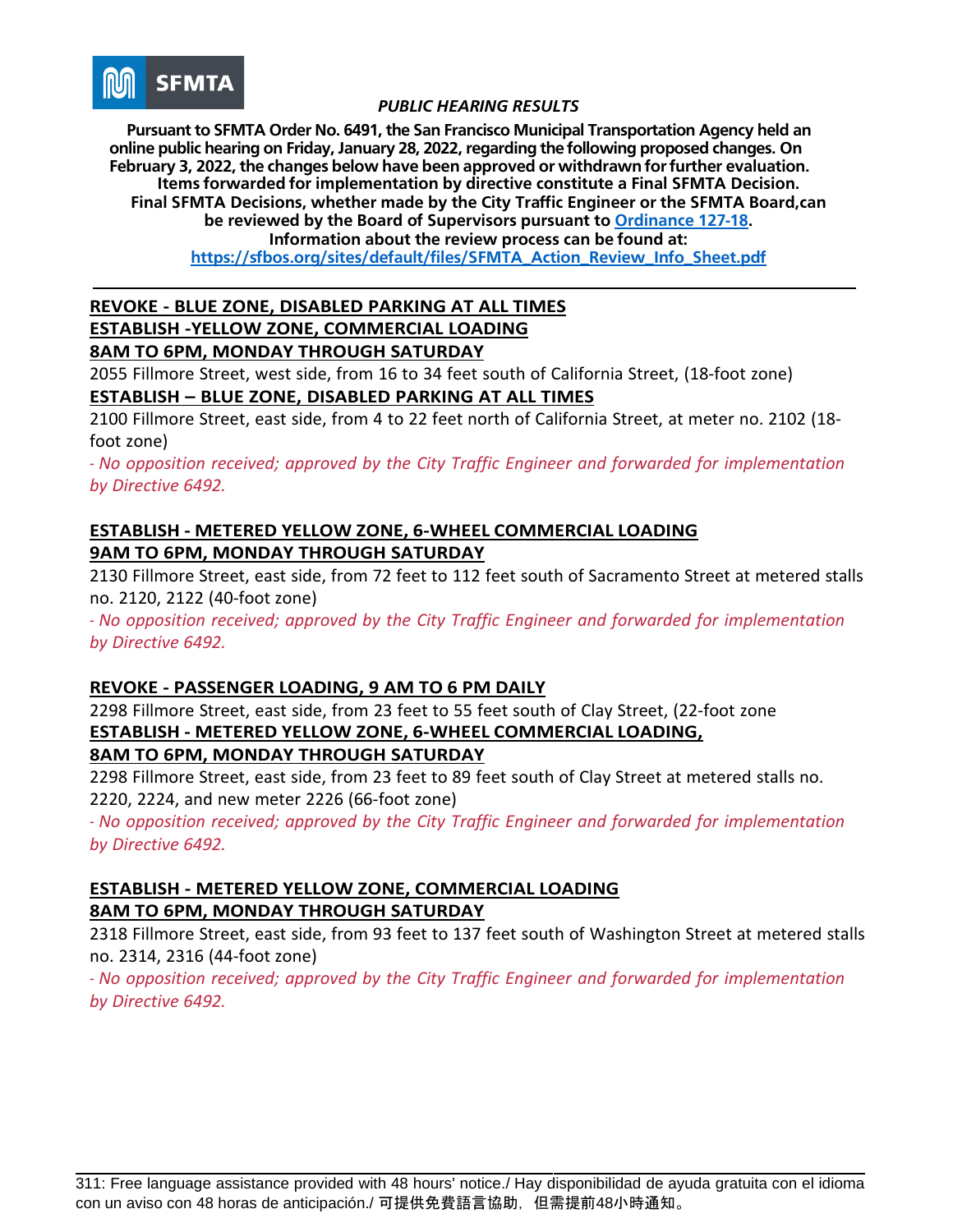SFMTA

*PUBLIC HEARING RESULTS*

**Pursuant to SFMTA Order No. 6491, the San Francisco Municipal Transportation Agency held an online public hearing on Friday, January 28, 2022, regarding the following proposed changes. On February 3, 2022, the changes below have been approved or withdrawn for further evaluation. Items forwarded for implementation by directive constitute a Final SFMTA Decision. Final SFMTA Decisions, whether made by the City Traffic Engineer or the SFMTA Board,can be reviewed by the Board of Supervisors pursuant to [Ordinance 127-18](). Information about the review process can be found at: [https://sfbos.org/sites/default/files/SFMTA_Action_Review_Info_Sheet.pdf](https://sfbos.org/sites/default/files/SFMTA_Action_Review_Info_Sheet.pdf)**

---

**REVOKE - BLUE ZONE, DISABLED PARKING AT ALL TIMES**
**ESTABLISH -YELLOW ZONE, COMMERCIAL LOADING**
**8AM TO 6PM, MONDAY THROUGH SATURDAY**

2055 Fillmore Street, west side, from 16 to 34 feet south of California Street, (18-foot zone)

**ESTABLISH – BLUE ZONE, DISABLED PARKING AT ALL TIMES**

2100 Fillmore Street, east side, from 4 to 22 feet north of California Street, at meter no. 2102 (18-foot zone)

*- No opposition received; approved by the City Traffic Engineer and forwarded for implementation by Directive 6492.*

**ESTABLISH - METERED YELLOW ZONE, 6-WHEEL COMMERCIAL LOADING**
**9AM TO 6PM, MONDAY THROUGH SATURDAY**

2130 Fillmore Street, east side, from 72 feet to 112 feet south of Sacramento Street at metered stalls no. 2120, 2122 (40-foot zone)

*- No opposition received; approved by the City Traffic Engineer and forwarded for implementation by Directive 6492.*

**REVOKE - PASSENGER LOADING, 9 AM TO 6 PM DAILY**

2298 Fillmore Street, east side, from 23 feet to 55 feet south of Clay Street, (22-foot zone

**ESTABLISH - METERED YELLOW ZONE, 6-WHEEL COMMERCIAL LOADING,**
**8AM TO 6PM, MONDAY THROUGH SATURDAY**

2298 Fillmore Street, east side, from 23 feet to 89 feet south of Clay Street at metered stalls no. 2220, 2224, and new meter 2226 (66-foot zone)

*- No opposition received; approved by the City Traffic Engineer and forwarded for implementation by Directive 6492.*

**ESTABLISH - METERED YELLOW ZONE, COMMERCIAL LOADING**
**8AM TO 6PM, MONDAY THROUGH SATURDAY**

2318 Fillmore Street, east side, from 93 feet to 137 feet south of Washington Street at metered stalls no. 2314, 2316 (44-foot zone)

*- No opposition received; approved by the City Traffic Engineer and forwarded for implementation by Directive 6492.*

---

311: Free language assistance provided with 48 hours' notice./ Hay disponibilidad de ayuda gratuita con el idioma con un aviso con 48 horas de anticipación./ 可提供免費語言協助，但需提前48小時通知。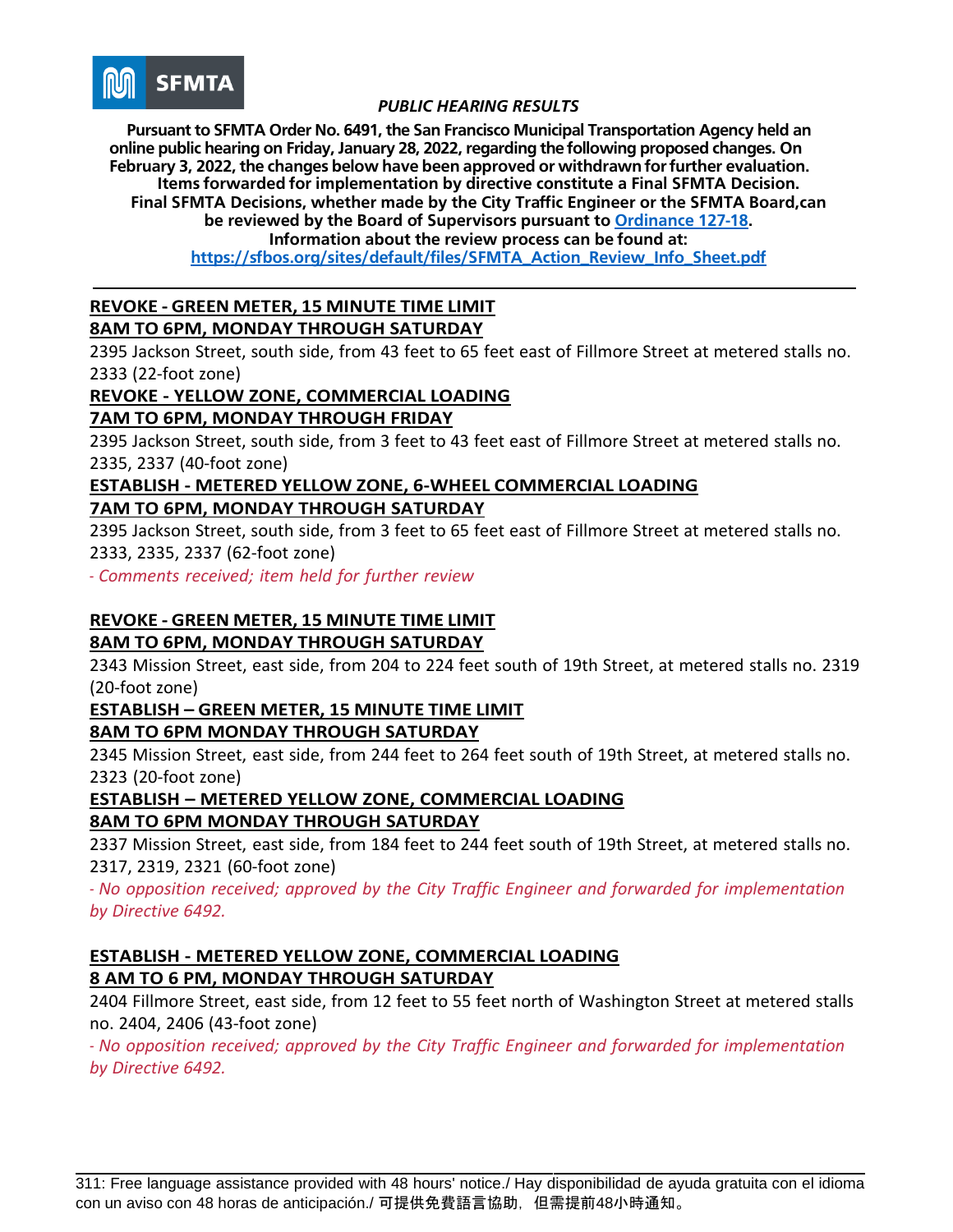SFMTA

*PUBLIC HEARING RESULTS*

**Pursuant to SFMTA Order No. 6491, the San Francisco Municipal Transportation Agency held an online public hearing on Friday, January 28, 2022, regarding the following proposed changes. On February 3, 2022, the changes below have been approved or withdrawn for further evaluation. Items forwarded for implementation by directive constitute a Final SFMTA Decision. Final SFMTA Decisions, whether made by the City Traffic Engineer or the SFMTA Board,can be reviewed by the Board of Supervisors pursuant to [Ordinance 127-18](). Information about the review process can be found at: [https://sfbos.org/sites/default/files/SFMTA_Action_Review_Info_Sheet.pdf](https://sfbos.org/sites/default/files/SFMTA_Action_Review_Info_Sheet.pdf)**

---

**REVOKE - GREEN METER, 15 MINUTE TIME LIMIT**
**8AM TO 6PM, MONDAY THROUGH SATURDAY**

2395 Jackson Street, south side, from 43 feet to 65 feet east of Fillmore Street at metered stalls no. 2333 (22-foot zone)

**REVOKE - YELLOW ZONE, COMMERCIAL LOADING**
**7AM TO 6PM, MONDAY THROUGH FRIDAY**

2395 Jackson Street, south side, from 3 feet to 43 feet east of Fillmore Street at metered stalls no. 2335, 2337 (40-foot zone)

**ESTABLISH - METERED YELLOW ZONE, 6-WHEEL COMMERCIAL LOADING**
**7AM TO 6PM, MONDAY THROUGH SATURDAY**

2395 Jackson Street, south side, from 3 feet to 65 feet east of Fillmore Street at metered stalls no. 2333, 2335, 2337 (62-foot zone)

*- Comments received; item held for further review*

**REVOKE - GREEN METER, 15 MINUTE TIME LIMIT**
**8AM TO 6PM, MONDAY THROUGH SATURDAY**

2343 Mission Street, east side, from 204 to 224 feet south of 19th Street, at metered stalls no. 2319 (20-foot zone)

**ESTABLISH – GREEN METER, 15 MINUTE TIME LIMIT**
**8AM TO 6PM MONDAY THROUGH SATURDAY**

2345 Mission Street, east side, from 244 feet to 264 feet south of 19th Street, at metered stalls no. 2323 (20-foot zone)

**ESTABLISH – METERED YELLOW ZONE, COMMERCIAL LOADING**
**8AM TO 6PM MONDAY THROUGH SATURDAY**

2337 Mission Street, east side, from 184 feet to 244 feet south of 19th Street, at metered stalls no. 2317, 2319, 2321 (60-foot zone)

*- No opposition received; approved by the City Traffic Engineer and forwarded for implementation by Directive 6492.*

**ESTABLISH - METERED YELLOW ZONE, COMMERCIAL LOADING**
**8 AM TO 6 PM, MONDAY THROUGH SATURDAY**

2404 Fillmore Street, east side, from 12 feet to 55 feet north of Washington Street at metered stalls no. 2404, 2406 (43-foot zone)

*- No opposition received; approved by the City Traffic Engineer and forwarded for implementation by Directive 6492.*

---

311: Free language assistance provided with 48 hours' notice./ Hay disponibilidad de ayuda gratuita con el idioma con un aviso con 48 horas de anticipación./ 可提供免費語言協助，但需提前48小時通知。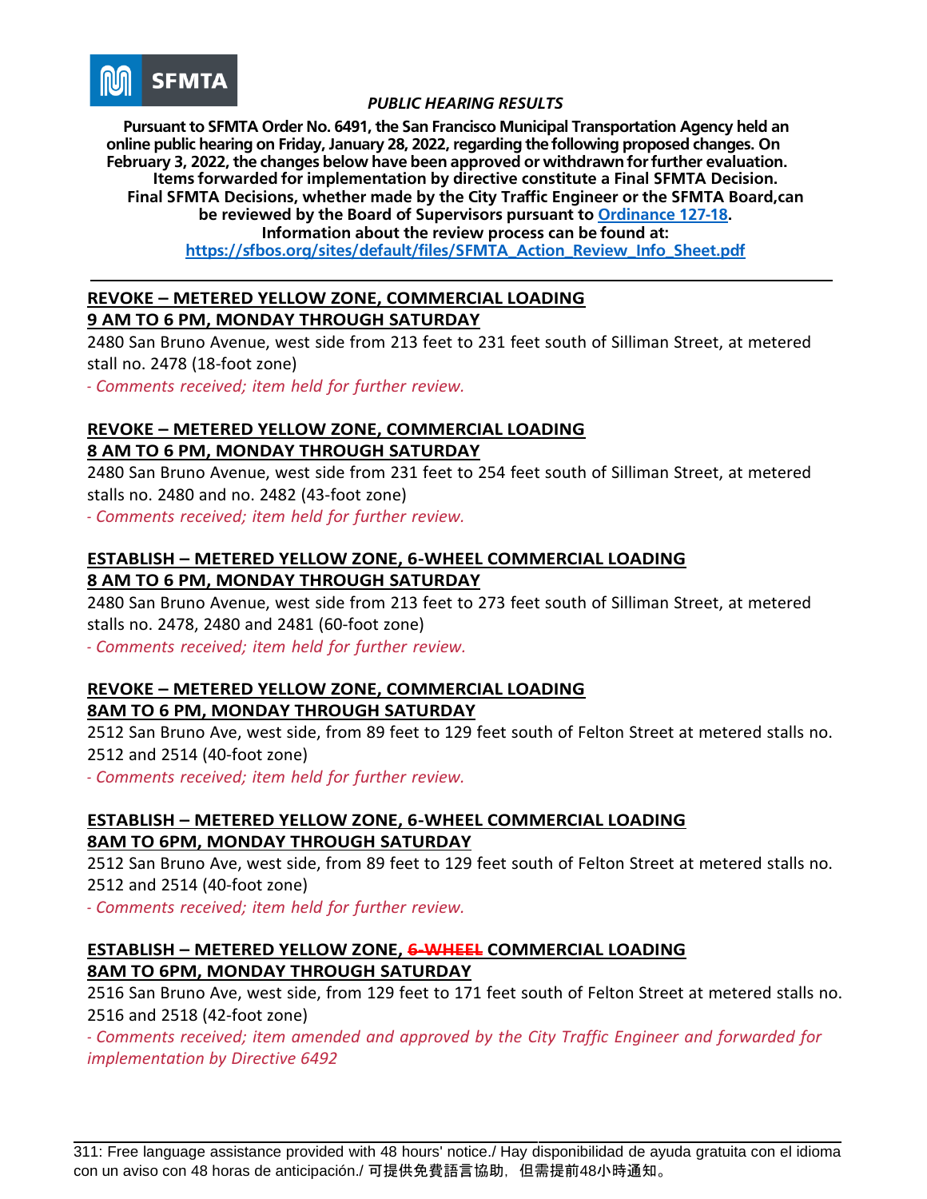SFMTA

*PUBLIC HEARING RESULTS*

**Pursuant to SFMTA Order No. 6491, the San Francisco Municipal Transportation Agency held an online public hearing on Friday, January 28, 2022, regarding the following proposed changes. On February 3, 2022, the changes below have been approved or withdrawn for further evaluation. Items forwarded for implementation by directive constitute a Final SFMTA Decision. Final SFMTA Decisions, whether made by the City Traffic Engineer or the SFMTA Board, can be reviewed by the Board of Supervisors pursuant to [Ordinance 127-18](). Information about the review process can be found at: [https://sfbos.org/sites/default/files/SFMTA_Action_Review_Info_Sheet.pdf](https://sfbos.org/sites/default/files/SFMTA_Action_Review_Info_Sheet.pdf)**

---

**REVOKE – METERED YELLOW ZONE, COMMERCIAL LOADING**
**9 AM TO 6 PM, MONDAY THROUGH SATURDAY**

2480 San Bruno Avenue, west side from 213 feet to 231 feet south of Silliman Street, at metered stall no. 2478 (18-foot zone)

*- Comments received; item held for further review.*

**REVOKE – METERED YELLOW ZONE, COMMERCIAL LOADING**
**8 AM TO 6 PM, MONDAY THROUGH SATURDAY**

2480 San Bruno Avenue, west side from 231 feet to 254 feet south of Silliman Street, at metered stalls no. 2480 and no. 2482 (43-foot zone)

*- Comments received; item held for further review.*

**ESTABLISH – METERED YELLOW ZONE, 6-WHEEL COMMERCIAL LOADING**
**8 AM TO 6 PM, MONDAY THROUGH SATURDAY**

2480 San Bruno Avenue, west side from 213 feet to 273 feet south of Silliman Street, at metered stalls no. 2478, 2480 and 2481 (60-foot zone)

*- Comments received; item held for further review.*

**REVOKE – METERED YELLOW ZONE, COMMERCIAL LOADING**
**8AM TO 6 PM, MONDAY THROUGH SATURDAY**

2512 San Bruno Ave, west side, from 89 feet to 129 feet south of Felton Street at metered stalls no. 2512 and 2514 (40-foot zone)

*- Comments received; item held for further review.*

**ESTABLISH – METERED YELLOW ZONE, 6-WHEEL COMMERCIAL LOADING**
**8AM TO 6PM, MONDAY THROUGH SATURDAY**

2512 San Bruno Ave, west side, from 89 feet to 129 feet south of Felton Street at metered stalls no. 2512 and 2514 (40-foot zone)

*- Comments received; item held for further review.*

**ESTABLISH – METERED YELLOW ZONE, ~~6-WHEEL~~ COMMERCIAL LOADING**
**8AM TO 6PM, MONDAY THROUGH SATURDAY**

2516 San Bruno Ave, west side, from 129 feet to 171 feet south of Felton Street at metered stalls no. 2516 and 2518 (42-foot zone)

*- Comments received; item amended and approved by the City Traffic Engineer and forwarded for implementation by Directive 6492*

---

311: Free language assistance provided with 48 hours' notice./ Hay disponibilidad de ayuda gratuita con el idioma con un aviso con 48 horas de anticipación./ 可提供免費語言協助，但需提前48小時通知。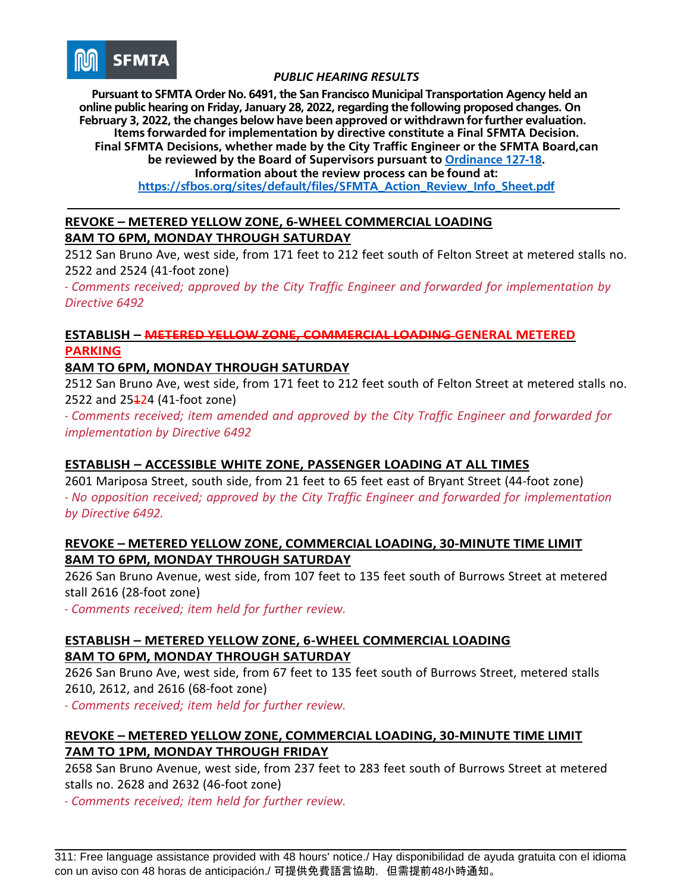SFMTA

*PUBLIC HEARING RESULTS*

**Pursuant to SFMTA Order No. 6491, the San Francisco Municipal Transportation Agency held an online public hearing on Friday, January 28, 2022, regarding the following proposed changes. On February 3, 2022, the changes below have been approved or withdrawn for further evaluation. Items forwarded for implementation by directive constitute a Final SFMTA Decision. Final SFMTA Decisions, whether made by the City Traffic Engineer or the SFMTA Board, can be reviewed by the Board of Supervisors pursuant to [Ordinance 127-18](). Information about the review process can be found at: [https://sfbos.org/sites/default/files/SFMTA_Action_Review_Info_Sheet.pdf](https://sfbos.org/sites/default/files/SFMTA_Action_Review_Info_Sheet.pdf)**

---

**REVOKE – METERED YELLOW ZONE, 6-WHEEL COMMERCIAL LOADING 8AM TO 6PM, MONDAY THROUGH SATURDAY**

2512 San Bruno Ave, west side, from 171 feet to 212 feet south of Felton Street at metered stalls no. 2522 and 2524 (41-foot zone)

*- Comments received; approved by the City Traffic Engineer and forwarded for implementation by Directive 6492*

**ESTABLISH – ~~METERED YELLOW ZONE, COMMERCIAL LOADING~~ GENERAL METERED PARKING**

**8AM TO 6PM, MONDAY THROUGH SATURDAY**

2512 San Bruno Ave, west side, from 171 feet to 212 feet south of Felton Street at metered stalls no. 2522 and 25~~1~~24 (41-foot zone)

*- Comments received; item amended and approved by the City Traffic Engineer and forwarded for implementation by Directive 6492*

**ESTABLISH – ACCESSIBLE WHITE ZONE, PASSENGER LOADING AT ALL TIMES**

2601 Mariposa Street, south side, from 21 feet to 65 feet east of Bryant Street (44-foot zone)

*- No opposition received; approved by the City Traffic Engineer and forwarded for implementation by Directive 6492.*

**REVOKE – METERED YELLOW ZONE, COMMERCIAL LOADING, 30-MINUTE TIME LIMIT 8AM TO 6PM, MONDAY THROUGH SATURDAY**

2626 San Bruno Avenue, west side, from 107 feet to 135 feet south of Burrows Street at metered stall 2616 (28-foot zone)

*- Comments received; item held for further review.*

**ESTABLISH – METERED YELLOW ZONE, 6-WHEEL COMMERCIAL LOADING 8AM TO 6PM, MONDAY THROUGH SATURDAY**

2626 San Bruno Ave, west side, from 67 feet to 135 feet south of Burrows Street, metered stalls 2610, 2612, and 2616 (68-foot zone)

*- Comments received; item held for further review.*

**REVOKE – METERED YELLOW ZONE, COMMERCIAL LOADING, 30-MINUTE TIME LIMIT 7AM TO 1PM, MONDAY THROUGH FRIDAY**

2658 San Bruno Avenue, west side, from 237 feet to 283 feet south of Burrows Street at metered stalls no. 2628 and 2632 (46-foot zone)

*- Comments received; item held for further review.*

---

311: Free language assistance provided with 48 hours' notice./ Hay disponibilidad de ayuda gratuita con el idioma con un aviso con 48 horas de anticipación./ 可提供免費語言協助，但需提前48小時通知。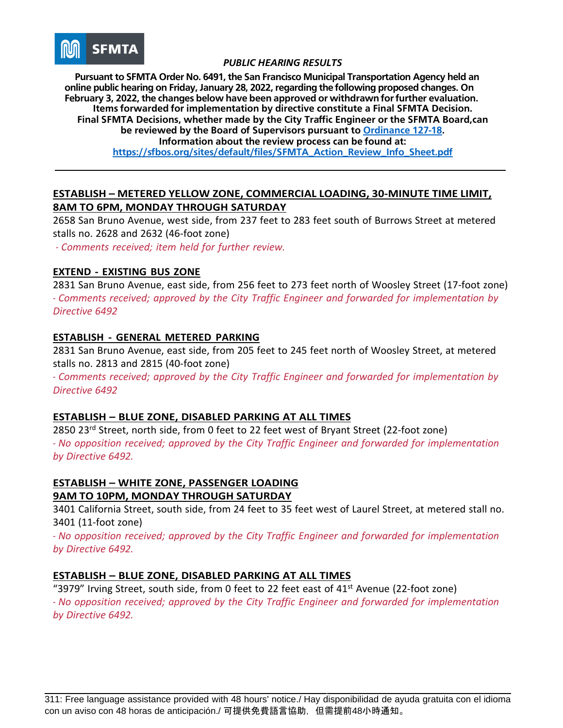SFMTA

*PUBLIC HEARING RESULTS*

**Pursuant to SFMTA Order No. 6491, the San Francisco Municipal Transportation Agency held an online public hearing on Friday, January 28, 2022, regarding the following proposed changes. On February 3, 2022, the changes below have been approved or withdrawn for further evaluation. Items forwarded for implementation by directive constitute a Final SFMTA Decision. Final SFMTA Decisions, whether made by the City Traffic Engineer or the SFMTA Board,can be reviewed by the Board of Supervisors pursuant to [Ordinance 127-18](Ordinance 127-18). Information about the review process can be found at: [https://sfbos.org/sites/default/files/SFMTA_Action_Review_Info_Sheet.pdf](https://sfbos.org/sites/default/files/SFMTA_Action_Review_Info_Sheet.pdf)**

---

**ESTABLISH – METERED YELLOW ZONE, COMMERCIAL LOADING, 30-MINUTE TIME LIMIT, 8AM TO 6PM, MONDAY THROUGH SATURDAY**

2658 San Bruno Avenue, west side, from 237 feet to 283 feet south of Burrows Street at metered stalls no. 2628 and 2632 (46-foot zone)

*- Comments received; item held for further review.*

**EXTEND - EXISTING BUS ZONE**

2831 San Bruno Avenue, east side, from 256 feet to 273 feet north of Woosley Street (17-foot zone)

*- Comments received; approved by the City Traffic Engineer and forwarded for implementation by Directive 6492*

**ESTABLISH - GENERAL METERED PARKING**

2831 San Bruno Avenue, east side, from 205 feet to 245 feet north of Woosley Street, at metered stalls no. 2813 and 2815 (40-foot zone)

*- Comments received; approved by the City Traffic Engineer and forwarded for implementation by Directive 6492*

**ESTABLISH – BLUE ZONE, DISABLED PARKING AT ALL TIMES**

2850 23rd Street, north side, from 0 feet to 22 feet west of Bryant Street (22-foot zone)

*- No opposition received; approved by the City Traffic Engineer and forwarded for implementation by Directive 6492.*

**ESTABLISH – WHITE ZONE, PASSENGER LOADING 9AM TO 10PM, MONDAY THROUGH SATURDAY**

3401 California Street, south side, from 24 feet to 35 feet west of Laurel Street, at metered stall no. 3401 (11-foot zone)

*- No opposition received; approved by the City Traffic Engineer and forwarded for implementation by Directive 6492.*

**ESTABLISH – BLUE ZONE, DISABLED PARKING AT ALL TIMES**

"3979" Irving Street, south side, from 0 feet to 22 feet east of 41st Avenue (22-foot zone)

*- No opposition received; approved by the City Traffic Engineer and forwarded for implementation by Directive 6492.*

---

311: Free language assistance provided with 48 hours' notice./ Hay disponibilidad de ayuda gratuita con el idioma con un aviso con 48 horas de anticipación./ 可提供免費語言協助，但需提前48小時通知。